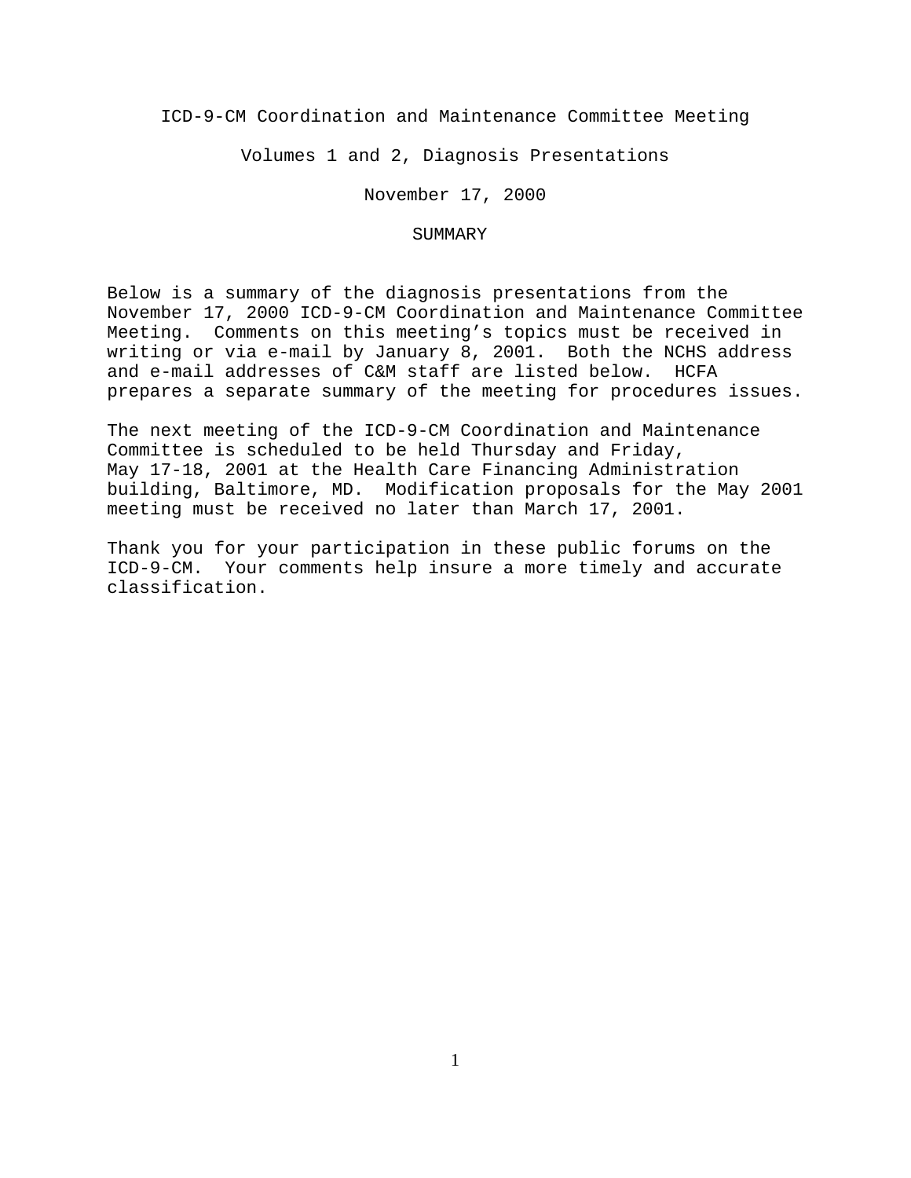# ICD-9-CM Coordination and Maintenance Committee Meeting

## Volumes 1 and 2, Diagnosis Presentations

### November 17, 2000

### SUMMARY

Below is a summary of the diagnosis presentations from the November 17, 2000 ICD-9-CM Coordination and Maintenance Committee Meeting. Comments on this meeting's topics must be received in writing or via e-mail by January 8, 2001. Both the NCHS address and e-mail addresses of C&M staff are listed below. HCFA prepares a separate summary of the meeting for procedures issues.

The next meeting of the ICD-9-CM Coordination and Maintenance Committee is scheduled to be held Thursday and Friday, May 17-18, 2001 at the Health Care Financing Administration building, Baltimore, MD. Modification proposals for the May 2001 meeting must be received no later than March 17, 2001.

Thank you for your participation in these public forums on the ICD-9-CM. Your comments help insure a more timely and accurate classification.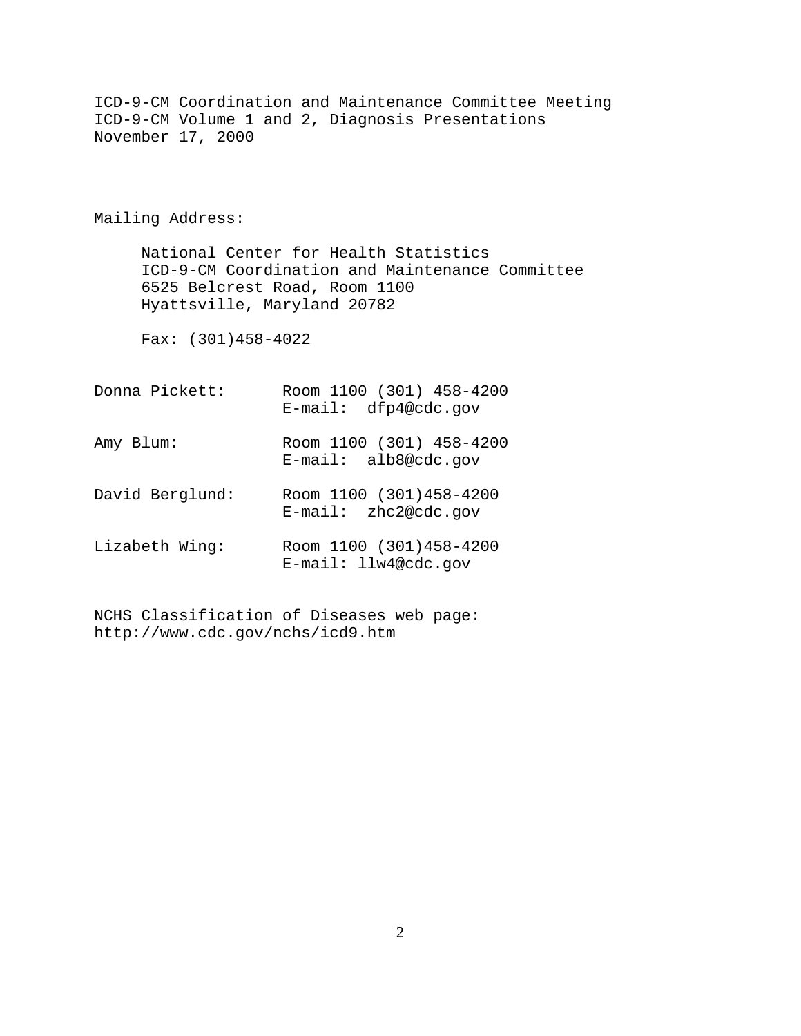ICD-9-CM Coordination and Maintenance Committee Meeting
ICD-9-CM Volume 1 and 2, Diagnosis Presentations
November 17, 2000

Mailing Address:

National Center for Health Statistics
ICD-9-CM Coordination and Maintenance Committee
6525 Belcrest Road, Room 1100
Hyattsville, Maryland 20782

Fax: (301)458-4022

Donna Pickett: Room 1100 (301) 458-4200
E-mail: dfp4@cdc.gov

Amy Blum: Room 1100 (301) 458-4200
E-mail: alb8@cdc.gov

David Berglund: Room 1100 (301)458-4200
E-mail: zhc2@cdc.gov

Lizabeth Wing: Room 1100 (301)458-4200
E-mail: llw4@cdc.gov

NCHS Classification of Diseases web page:
http://www.cdc.gov/nchs/icd9.htm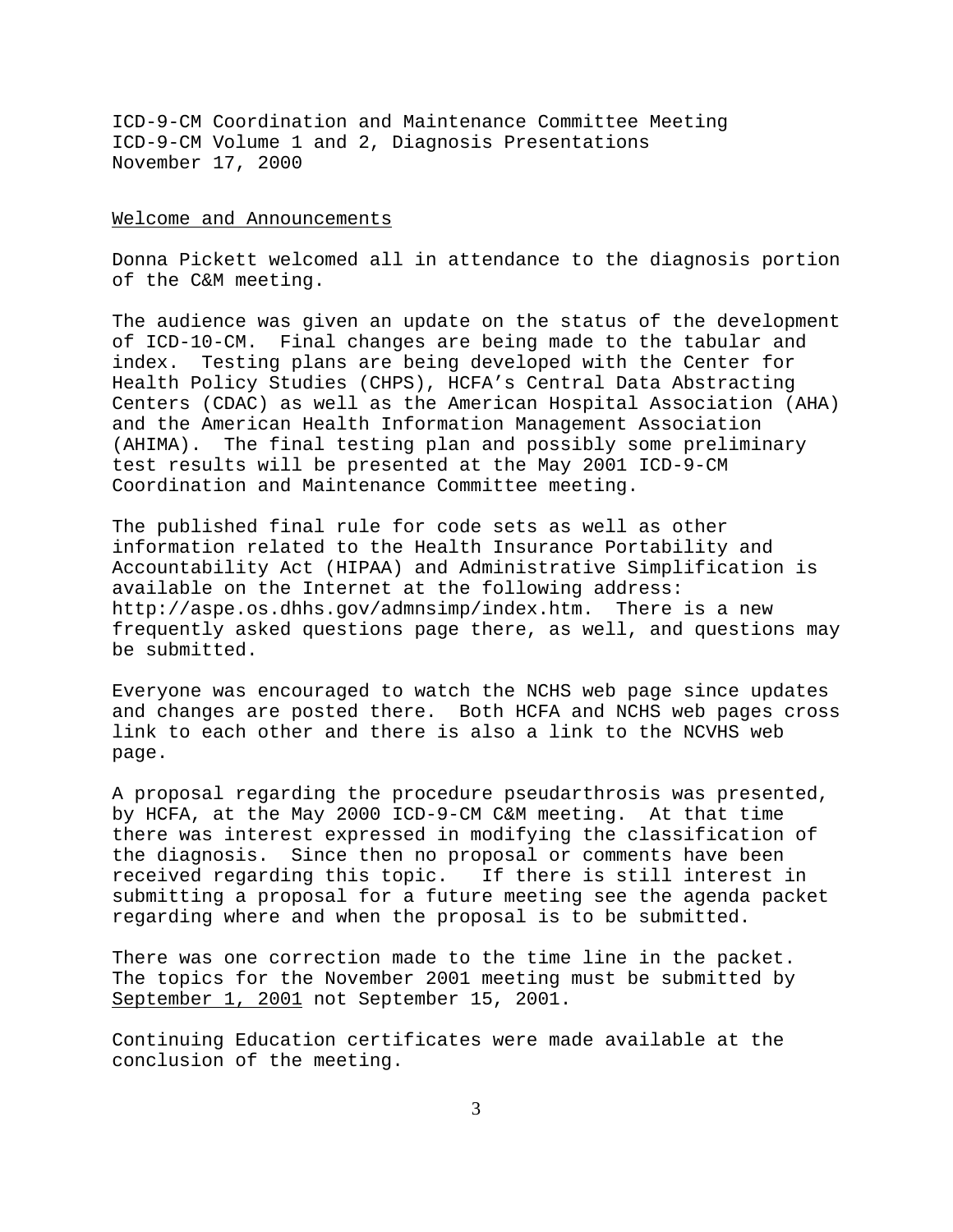ICD-9-CM Coordination and Maintenance Committee Meeting
ICD-9-CM Volume 1 and 2, Diagnosis Presentations
November 17, 2000

<u>Welcome and Announcements</u>

Donna Pickett welcomed all in attendance to the diagnosis portion of the C&M meeting.

The audience was given an update on the status of the development of ICD-10-CM. Final changes are being made to the tabular and index. Testing plans are being developed with the Center for Health Policy Studies (CHPS), HCFA's Central Data Abstracting Centers (CDAC) as well as the American Hospital Association (AHA) and the American Health Information Management Association (AHIMA). The final testing plan and possibly some preliminary test results will be presented at the May 2001 ICD-9-CM Coordination and Maintenance Committee meeting.

The published final rule for code sets as well as other information related to the Health Insurance Portability and Accountability Act (HIPAA) and Administrative Simplification is available on the Internet at the following address: http://aspe.os.dhhs.gov/admnsimp/index.htm. There is a new frequently asked questions page there, as well, and questions may be submitted.

Everyone was encouraged to watch the NCHS web page since updates and changes are posted there. Both HCFA and NCHS web pages cross link to each other and there is also a link to the NCVHS web page.

A proposal regarding the procedure pseudarthrosis was presented, by HCFA, at the May 2000 ICD-9-CM C&M meeting. At that time there was interest expressed in modifying the classification of the diagnosis. Since then no proposal or comments have been received regarding this topic. If there is still interest in submitting a proposal for a future meeting see the agenda packet regarding where and when the proposal is to be submitted.

There was one correction made to the time line in the packet. The topics for the November 2001 meeting must be submitted by <u>September 1, 2001</u> not September 15, 2001.

Continuing Education certificates were made available at the conclusion of the meeting.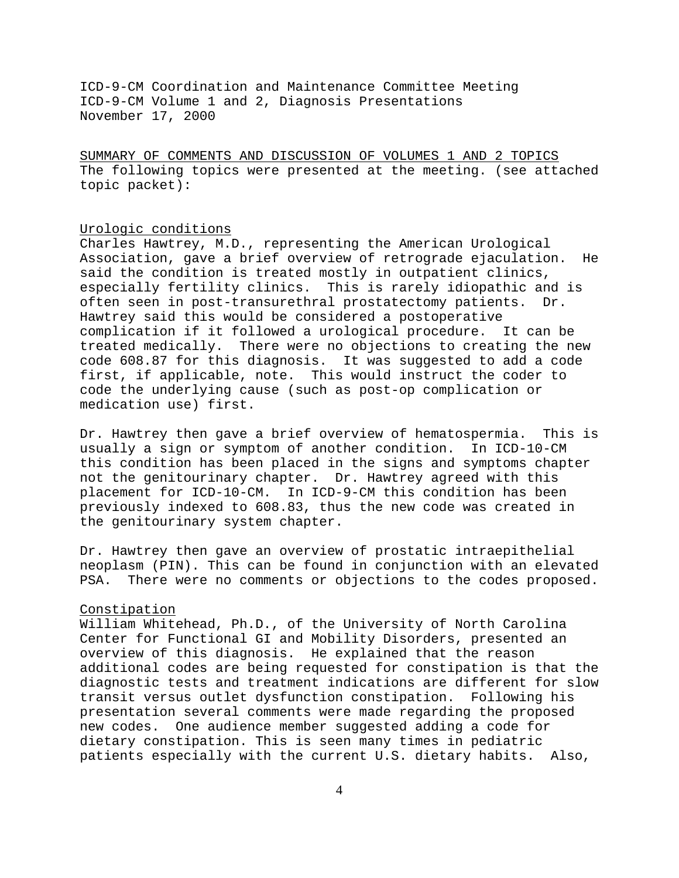ICD-9-CM Coordination and Maintenance Committee Meeting
ICD-9-CM Volume 1 and 2, Diagnosis Presentations
November 17, 2000

## SUMMARY OF COMMENTS AND DISCUSSION OF VOLUMES 1 AND 2 TOPICS

The following topics were presented at the meeting. (see attached topic packet):

### Urologic conditions

Charles Hawtrey, M.D., representing the American Urological Association, gave a brief overview of retrograde ejaculation. He said the condition is treated mostly in outpatient clinics, especially fertility clinics. This is rarely idiopathic and is often seen in post-transurethral prostatectomy patients. Dr. Hawtrey said this would be considered a postoperative complication if it followed a urological procedure. It can be treated medically. There were no objections to creating the new code 608.87 for this diagnosis. It was suggested to add a code first, if applicable, note. This would instruct the coder to code the underlying cause (such as post-op complication or medication use) first.

Dr. Hawtrey then gave a brief overview of hematospermia. This is usually a sign or symptom of another condition. In ICD-10-CM this condition has been placed in the signs and symptoms chapter not the genitourinary chapter. Dr. Hawtrey agreed with this placement for ICD-10-CM. In ICD-9-CM this condition has been previously indexed to 608.83, thus the new code was created in the genitourinary system chapter.

Dr. Hawtrey then gave an overview of prostatic intraepithelial neoplasm (PIN). This can be found in conjunction with an elevated PSA. There were no comments or objections to the codes proposed.

### Constipation

William Whitehead, Ph.D., of the University of North Carolina Center for Functional GI and Mobility Disorders, presented an overview of this diagnosis. He explained that the reason additional codes are being requested for constipation is that the diagnostic tests and treatment indications are different for slow transit versus outlet dysfunction constipation. Following his presentation several comments were made regarding the proposed new codes. One audience member suggested adding a code for dietary constipation. This is seen many times in pediatric patients especially with the current U.S. dietary habits. Also,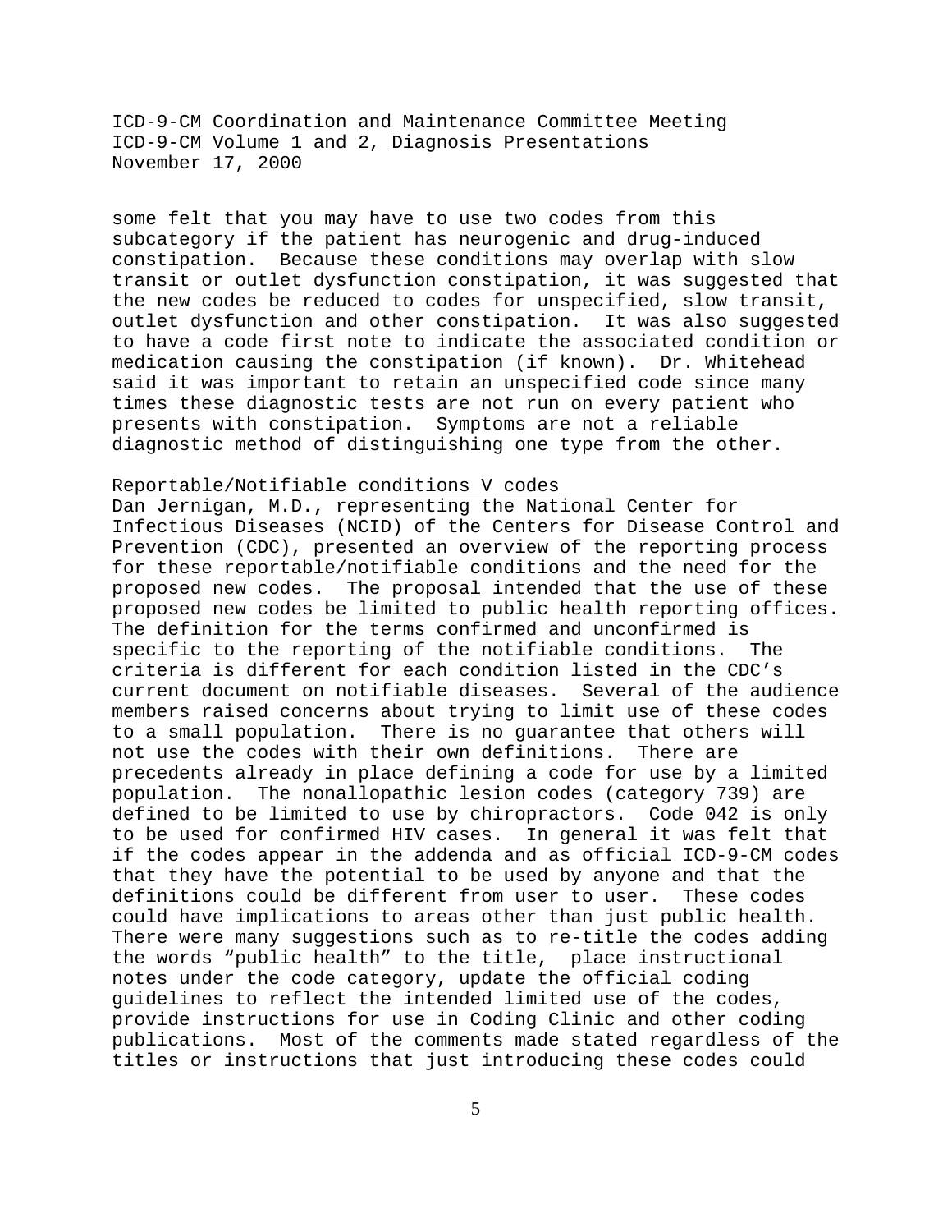some felt that you may have to use two codes from this subcategory if the patient has neurogenic and drug-induced constipation. Because these conditions may overlap with slow transit or outlet dysfunction constipation, it was suggested that the new codes be reduced to codes for unspecified, slow transit, outlet dysfunction and other constipation. It was also suggested to have a code first note to indicate the associated condition or medication causing the constipation (if known). Dr. Whitehead said it was important to retain an unspecified code since many times these diagnostic tests are not run on every patient who presents with constipation. Symptoms are not a reliable diagnostic method of distinguishing one type from the other.

<u>Reportable/Notifiable conditions V codes</u>

Dan Jernigan, M.D., representing the National Center for Infectious Diseases (NCID) of the Centers for Disease Control and Prevention (CDC), presented an overview of the reporting process for these reportable/notifiable conditions and the need for the proposed new codes. The proposal intended that the use of these proposed new codes be limited to public health reporting offices. The definition for the terms confirmed and unconfirmed is specific to the reporting of the notifiable conditions. The criteria is different for each condition listed in the CDC's current document on notifiable diseases. Several of the audience members raised concerns about trying to limit use of these codes to a small population. There is no guarantee that others will not use the codes with their own definitions. There are precedents already in place defining a code for use by a limited population. The nonallopathic lesion codes (category 739) are defined to be limited to use by chiropractors. Code 042 is only to be used for confirmed HIV cases. In general it was felt that if the codes appear in the addenda and as official ICD-9-CM codes that they have the potential to be used by anyone and that the definitions could be different from user to user. These codes could have implications to areas other than just public health. There were many suggestions such as to re-title the codes adding the words "public health" to the title, place instructional notes under the code category, update the official coding guidelines to reflect the intended limited use of the codes, provide instructions for use in Coding Clinic and other coding publications. Most of the comments made stated regardless of the titles or instructions that just introducing these codes could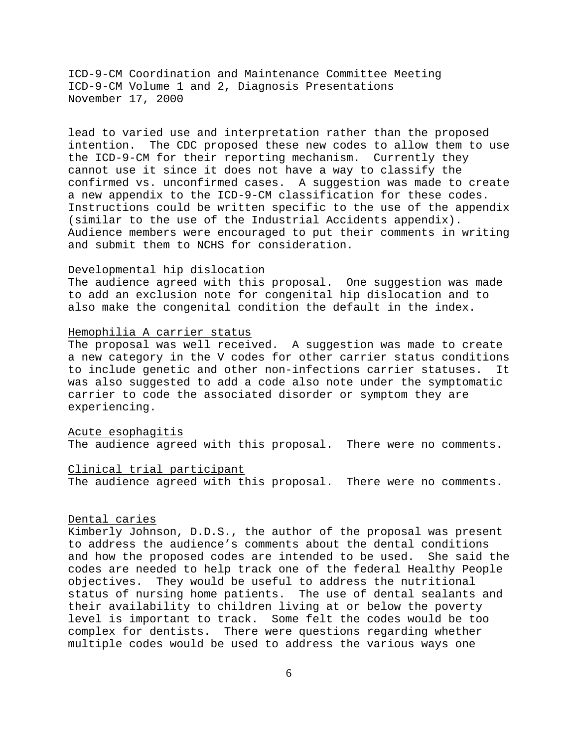lead to varied use and interpretation rather than the proposed intention. The CDC proposed these new codes to allow them to use the ICD-9-CM for their reporting mechanism. Currently they cannot use it since it does not have a way to classify the confirmed vs. unconfirmed cases. A suggestion was made to create a new appendix to the ICD-9-CM classification for these codes. Instructions could be written specific to the use of the appendix (similar to the use of the Industrial Accidents appendix). Audience members were encouraged to put their comments in writing and submit them to NCHS for consideration.

<u>Developmental hip dislocation</u>
The audience agreed with this proposal. One suggestion was made to add an exclusion note for congenital hip dislocation and to also make the congenital condition the default in the index.

<u>Hemophilia A carrier status</u>
The proposal was well received. A suggestion was made to create a new category in the V codes for other carrier status conditions to include genetic and other non-infections carrier statuses. It was also suggested to add a code also note under the symptomatic carrier to code the associated disorder or symptom they are experiencing.

<u>Acute esophagitis</u>
The audience agreed with this proposal. There were no comments.

<u>Clinical trial participant</u>
The audience agreed with this proposal. There were no comments.

<u>Dental caries</u>
Kimberly Johnson, D.D.S., the author of the proposal was present to address the audience's comments about the dental conditions and how the proposed codes are intended to be used. She said the codes are needed to help track one of the federal Healthy People objectives. They would be useful to address the nutritional status of nursing home patients. The use of dental sealants and their availability to children living at or below the poverty level is important to track. Some felt the codes would be too complex for dentists. There were questions regarding whether multiple codes would be used to address the various ways one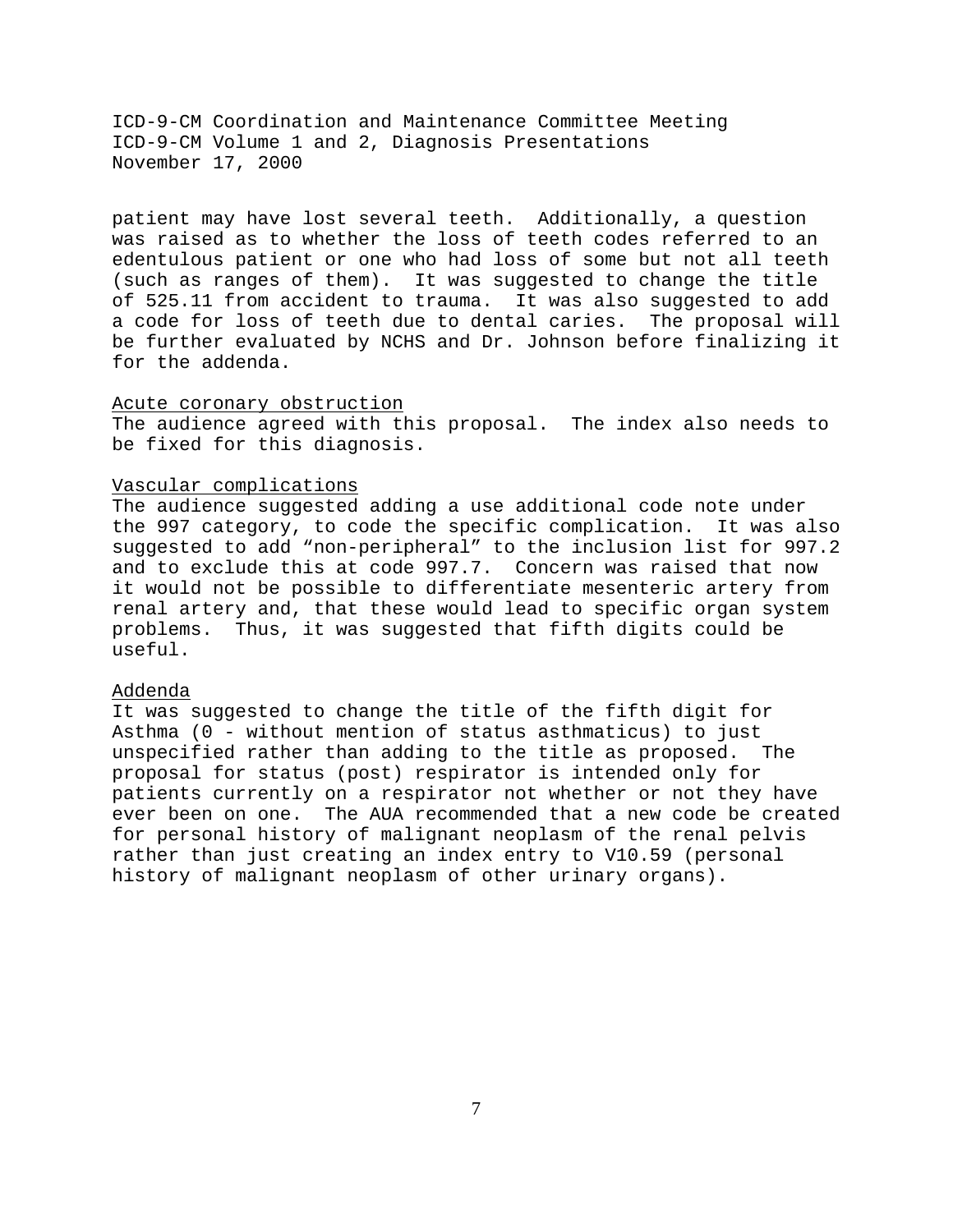patient may have lost several teeth. Additionally, a question was raised as to whether the loss of teeth codes referred to an edentulous patient or one who had loss of some but not all teeth (such as ranges of them). It was suggested to change the title of 525.11 from accident to trauma. It was also suggested to add a code for loss of teeth due to dental caries. The proposal will be further evaluated by NCHS and Dr. Johnson before finalizing it for the addenda.

<u>Acute coronary obstruction</u>

The audience agreed with this proposal. The index also needs to be fixed for this diagnosis.

<u>Vascular complications</u>

The audience suggested adding a use additional code note under the 997 category, to code the specific complication. It was also suggested to add “non-peripheral” to the inclusion list for 997.2 and to exclude this at code 997.7. Concern was raised that now it would not be possible to differentiate mesenteric artery from renal artery and, that these would lead to specific organ system problems. Thus, it was suggested that fifth digits could be useful.

<u>Addenda</u>

It was suggested to change the title of the fifth digit for Asthma (0 - without mention of status asthmaticus) to just unspecified rather than adding to the title as proposed. The proposal for status (post) respirator is intended only for patients currently on a respirator not whether or not they have ever been on one. The AUA recommended that a new code be created for personal history of malignant neoplasm of the renal pelvis rather than just creating an index entry to V10.59 (personal history of malignant neoplasm of other urinary organs).